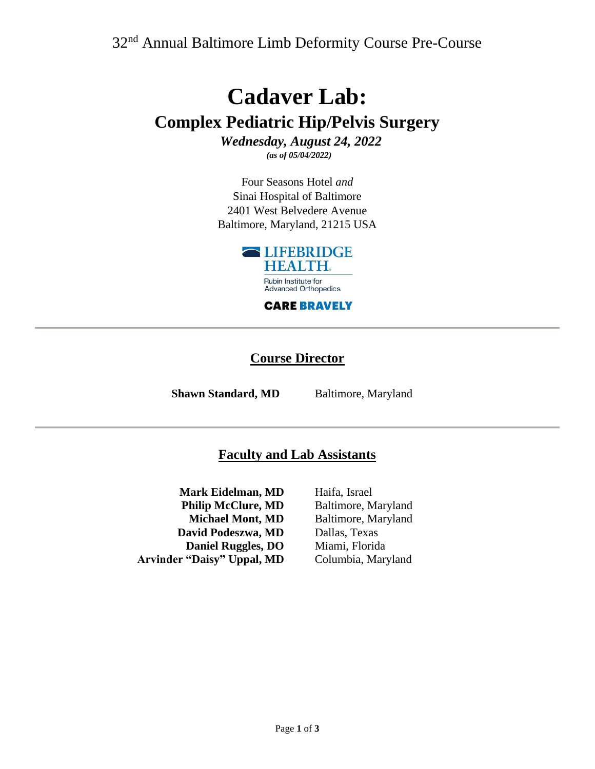32nd Annual Baltimore Limb Deformity Course Pre-Course

# Cadaver Lab:

## Complex Pediatric Hip/Pelvis Surgery

***Wednesday, August 24, 2022***

***(as of 05/04/2022)***

Four Seasons Hotel *and*
Sinai Hospital of Baltimore
2401 West Belvedere Avenue
Baltimore, Maryland, 21215 USA

LIFEBRIDGE HEALTH
Rubin Institute for Advanced Orthopedics
CARE BRAVELY

---

### Course Director

**Shawn Standard, MD** Baltimore, Maryland

---

### Faculty and Lab Assistants

| | |
|---|---|
| **Mark Eidelman, MD** | Haifa, Israel |
| **Philip McClure, MD** | Baltimore, Maryland |
| **Michael Mont, MD** | Baltimore, Maryland |
| **David Podeszwa, MD** | Dallas, Texas |
| **Daniel Ruggles, DO** | Miami, Florida |
| **Arvinder "Daisy" Uppal, MD** | Columbia, Maryland |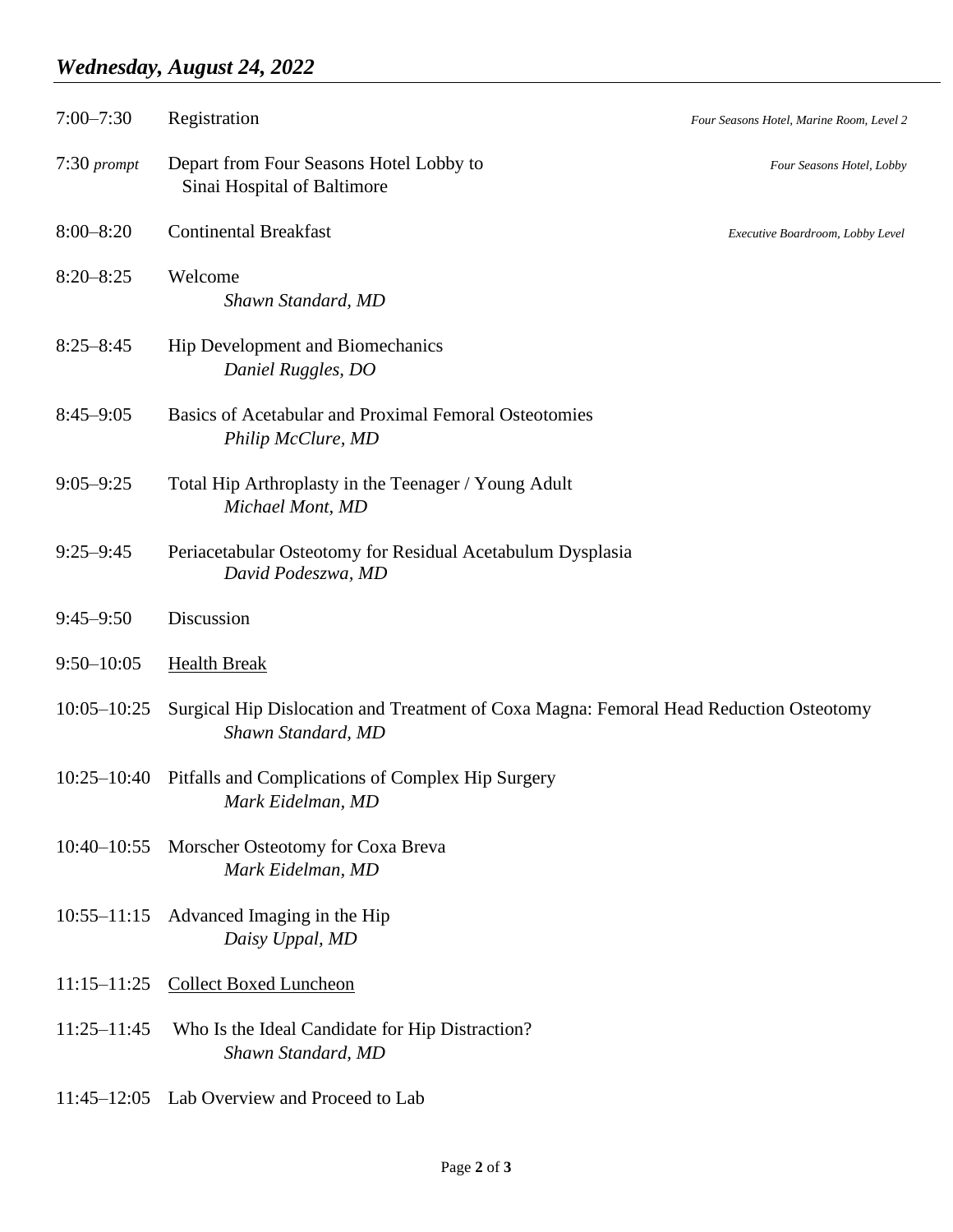## *Wednesday, August 24, 2022*

| | | |
|---|---|---|
| 7:00–7:30 | Registration | *Four Seasons Hotel, Marine Room, Level 2* |
| 7:30 *prompt* | Depart from Four Seasons Hotel Lobby to Sinai Hospital of Baltimore | *Four Seasons Hotel, Lobby* |
| 8:00–8:20 | Continental Breakfast | *Executive Boardroom, Lobby Level* |
| 8:20–8:25 | Welcome<br>*Shawn Standard, MD* | |
| 8:25–8:45 | Hip Development and Biomechanics<br>*Daniel Ruggles, DO* | |
| 8:45–9:05 | Basics of Acetabular and Proximal Femoral Osteotomies<br>*Philip McClure, MD* | |
| 9:05–9:25 | Total Hip Arthroplasty in the Teenager / Young Adult<br>*Michael Mont, MD* | |
| 9:25–9:45 | Periacetabular Osteotomy for Residual Acetabulum Dysplasia<br>*David Podeszwa, MD* | |
| 9:45–9:50 | Discussion | |
| 9:50–10:05 | <u>Health Break</u> | |
| 10:05–10:25 | Surgical Hip Dislocation and Treatment of Coxa Magna: Femoral Head Reduction Osteotomy<br>*Shawn Standard, MD* | |
| 10:25–10:40 | Pitfalls and Complications of Complex Hip Surgery<br>*Mark Eidelman, MD* | |
| 10:40–10:55 | Morscher Osteotomy for Coxa Breva<br>*Mark Eidelman, MD* | |
| 10:55–11:15 | Advanced Imaging in the Hip<br>*Daisy Uppal, MD* | |
| 11:15–11:25 | <u>Collect Boxed Luncheon</u> | |
| 11:25–11:45 | Who Is the Ideal Candidate for Hip Distraction?<br>*Shawn Standard, MD* | |
| 11:45–12:05 | Lab Overview and Proceed to Lab | |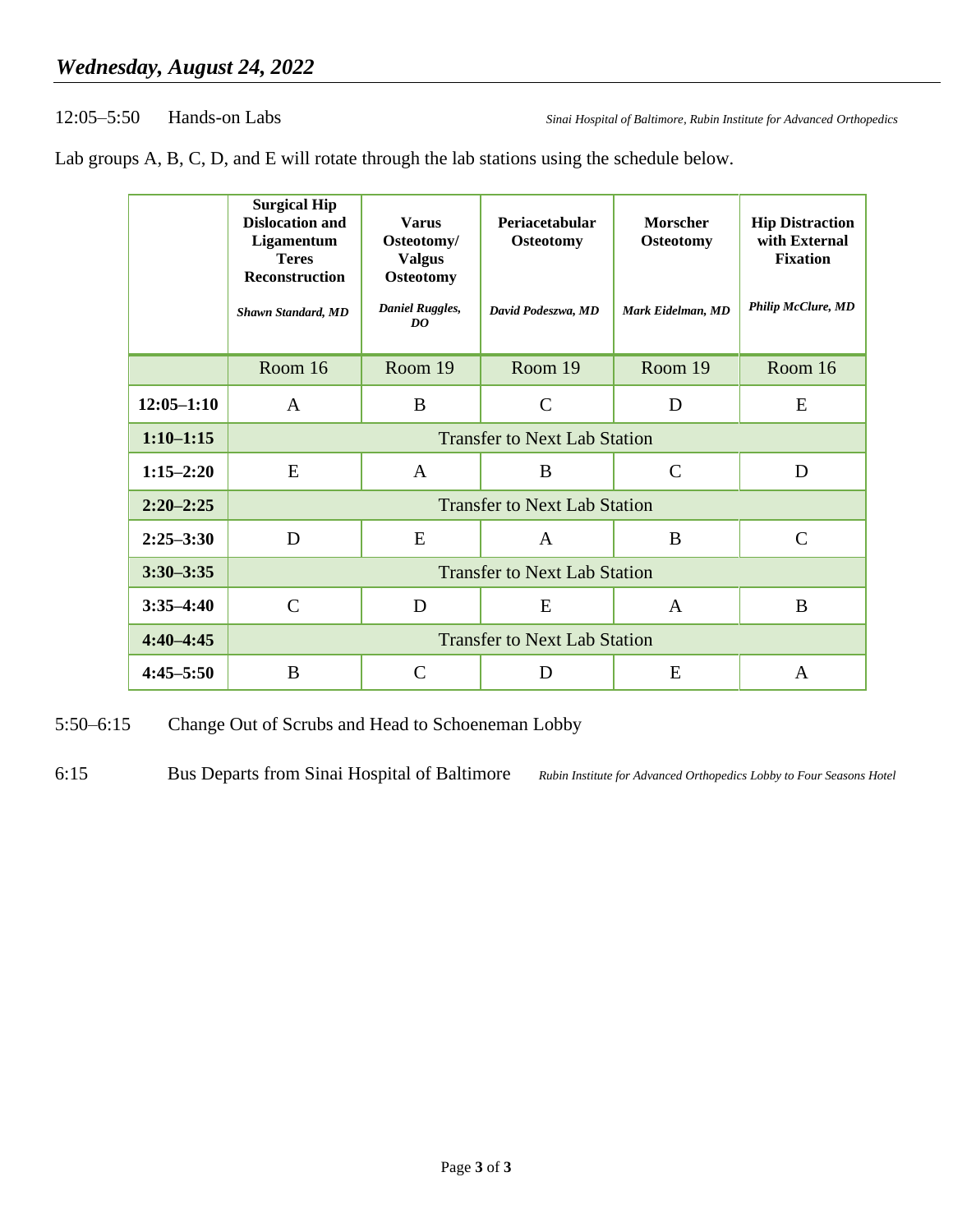## *Wednesday, August 24, 2022*

12:05–5:50 Hands-on Labs *Sinai Hospital of Baltimore, Rubin Institute for Advanced Orthopedics*

Lab groups A, B, C, D, and E will rotate through the lab stations using the schedule below.

| | **Surgical Hip Dislocation and Ligamentum Teres Reconstruction**<br>***Shawn Standard, MD*** | **Varus Osteotomy/ Valgus Osteotomy**<br>***Daniel Ruggles, DO*** | **Periacetabular Osteotomy**<br>***David Podeszwa, MD*** | **Morscher Osteotomy**<br>***Mark Eidelman, MD*** | **Hip Distraction with External Fixation**<br>***Philip McClure, MD*** |
|---|---|---|---|---|---|
| | Room 16 | Room 19 | Room 19 | Room 19 | Room 16 |
| **12:05–1:10** | A | B | C | D | E |
| **1:10–1:15** | Transfer to Next Lab Station | | | | |
| **1:15–2:20** | E | A | B | C | D |
| **2:20–2:25** | Transfer to Next Lab Station | | | | |
| **2:25–3:30** | D | E | A | B | C |
| **3:30–3:35** | Transfer to Next Lab Station | | | | |
| **3:35–4:40** | C | D | E | A | B |
| **4:40–4:45** | Transfer to Next Lab Station | | | | |
| **4:45–5:50** | B | C | D | E | A |

5:50–6:15 Change Out of Scrubs and Head to Schoeneman Lobby

6:15 Bus Departs from Sinai Hospital of Baltimore *Rubin Institute for Advanced Orthopedics Lobby to Four Seasons Hotel*